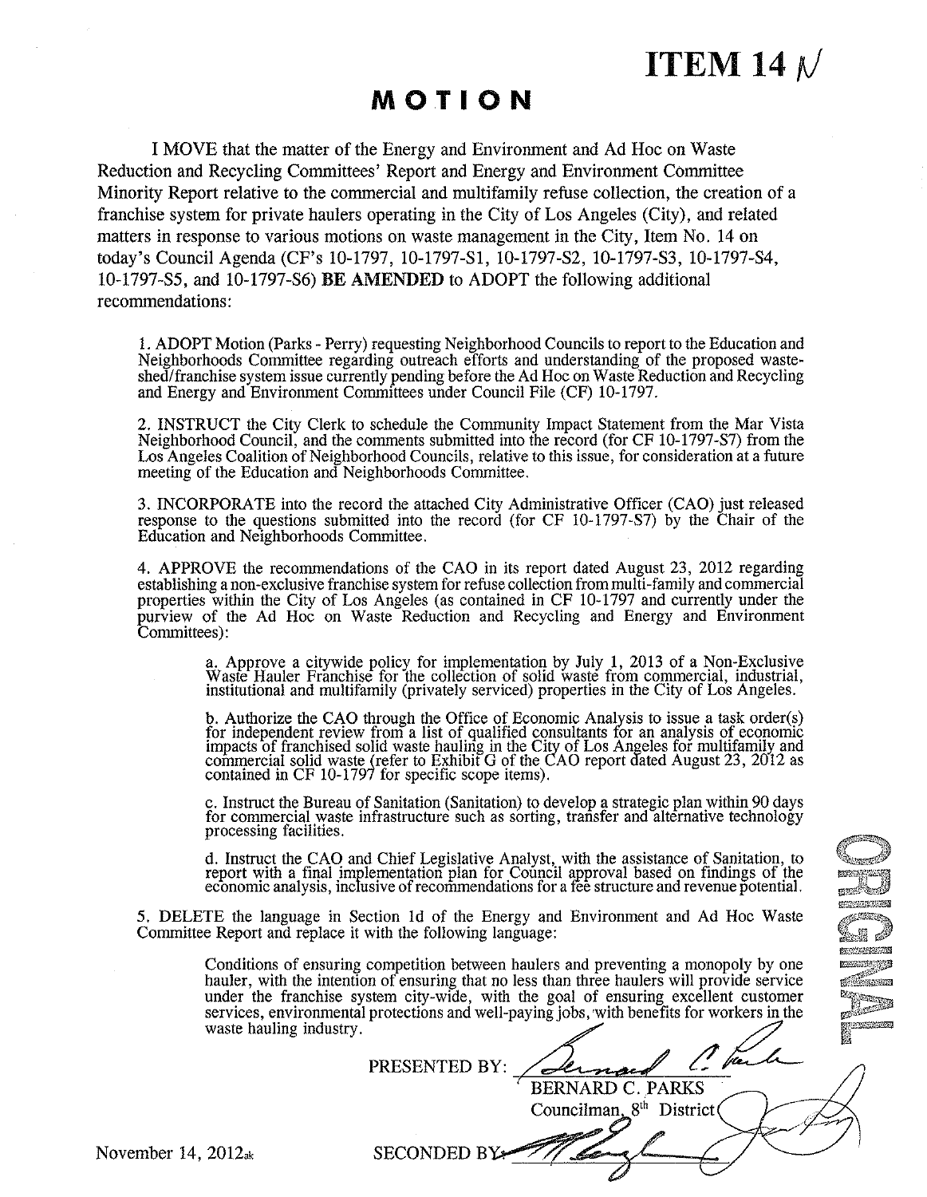# ITEM 14 N

# MOTION

I MOVE that the matter of the Energy and Environment and Ad Hoc on Waste Reduction and Recycling Committees' Report and Energy and Environment Committee Minority Report relative to the commercial and multifamily refuse collection, the creation of a franchise system for private haulers operating in the City of Los Angeles (City), and related matters in response to various motions on waste management in the City, Item No. 14 on today's Council Agenda (CF's 10-1797, 10-1797-S1, 10-1797-S2, 10-1797-S3, 10-1797-S4, 10-1797-S5, and 10-1797-S6) **BE AMENDED** to ADOPT the following additional recommendations:

1. ADOPT Motion (Parks - Perry) requesting Neighborhood Councils to report to the Education and Neighborhoods Committee regarding outreach efforts and understanding of the proposed waste-shed/franchise system issue currently pending before the Ad Hoc on Waste Reduction and Recycling and Energy and Environment Committees under Council File (CF) 10-1797.

2. INSTRUCT the City Clerk to schedule the Community Impact Statement from the Mar Vista Neighborhood Council, and the comments submitted into the record (for CF 10-1797-S7) from the Los Angeles Coalition of Neighborhood Councils, relative to this issue, for consideration at a future meeting of the Education and Neighborhoods Committee.

3. INCORPORATE into the record the attached City Administrative Officer (CAO) just released response to the questions submitted into the record (for CF 10-1797-S7) by the Chair of the Education and Neighborhoods Committee.

4. APPROVE the recommendations of the CAO in its report dated August 23, 2012 regarding establishing a non-exclusive franchise system for refuse collection from multi-family and commercial properties within the City of Los Angeles (as contained in CF 10-1797 and currently under the purview of the Ad Hoc on Waste Reduction and Recycling and Energy and Environment Committees):

   a. Approve a citywide policy for implementation by July 1, 2013 of a Non-Exclusive Waste Hauler Franchise for the collection of solid waste from commercial, industrial, institutional and multifamily (privately serviced) properties in the City of Los Angeles.

   b. Authorize the CAO through the Office of Economic Analysis to issue a task order(s) for independent review from a list of qualified consultants for an analysis of economic impacts of franchised solid waste hauling in the City of Los Angeles for multifamily and commercial solid waste (refer to Exhibit G of the CAO report dated August 23, 2012 as contained in CF 10-1797 for specific scope items).

   c. Instruct the Bureau of Sanitation (Sanitation) to develop a strategic plan within 90 days for commercial waste infrastructure such as sorting, transfer and alternative technology processing facilities.

   d. Instruct the CAO and Chief Legislative Analyst, with the assistance of Sanitation, to report with a final implementation plan for Council approval based on findings of the economic analysis, inclusive of recommendations for a fee structure and revenue potential.

5. DELETE the language in Section 1d of the Energy and Environment and Ad Hoc Waste Committee Report and replace it with the following language:

   Conditions of ensuring competition between haulers and preventing a monopoly by one hauler, with the intention of ensuring that no less than three haulers will provide service under the franchise system city-wide, with the goal of ensuring excellent customer services, environmental protections and well-paying jobs, with benefits for workers in the waste hauling industry.

PRESENTED BY: [signature]
BERNARD C. PARKS
Councilman, 8th District

SECONDED BY: [signature]

November 14, 2012ak

ORIGINAL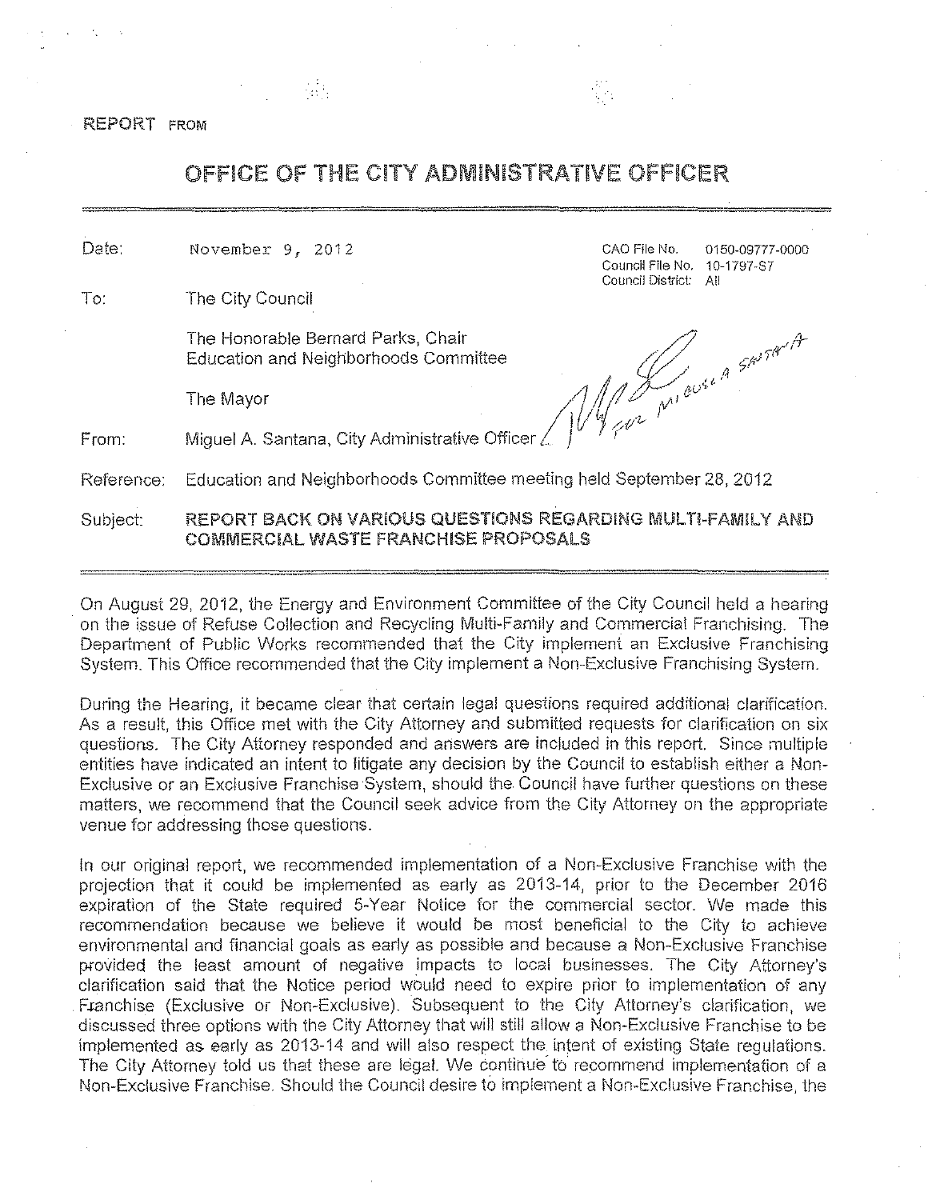REPORT FROM

# OFFICE OF THE CITY ADMINISTRATIVE OFFICER

| | | | |
|---|---|---|---|
| Date: | November 9, 2012 | CAO File No. | 0150-09777-0000 |
| | | Council File No. | 10-1797-S7 |
| | | Council District: | All |
| To: | The City Council | | |
| | The Honorable Bernard Parks, Chair<br>Education and Neighborhoods Committee | | |
| | The Mayor | | |
| From: | Miguel A. Santana, City Administrative Officer | | |
| Reference: | Education and Neighborhoods Committee meeting held September 28, 2012 | | |
| Subject: | **REPORT BACK ON VARIOUS QUESTIONS REGARDING MULTI-FAMILY AND COMMERCIAL WASTE FRANCHISE PROPOSALS** | | |

On August 29, 2012, the Energy and Environment Committee of the City Council held a hearing on the issue of Refuse Collection and Recycling Multi-Family and Commercial Franchising. The Department of Public Works recommended that the City implement an Exclusive Franchising System. This Office recommended that the City implement a Non-Exclusive Franchising System.

During the Hearing, it became clear that certain legal questions required additional clarification. As a result, this Office met with the City Attorney and submitted requests for clarification on six questions. The City Attorney responded and answers are included in this report. Since multiple entities have indicated an intent to litigate any decision by the Council to establish either a Non-Exclusive or an Exclusive Franchise System, should the Council have further questions on these matters, we recommend that the Council seek advice from the City Attorney on the appropriate venue for addressing those questions.

In our original report, we recommended implementation of a Non-Exclusive Franchise with the projection that it could be implemented as early as 2013-14, prior to the December 2016 expiration of the State required 5-Year Notice for the commercial sector. We made this recommendation because we believe it would be most beneficial to the City to achieve environmental and financial goals as early as possible and because a Non-Exclusive Franchise provided the least amount of negative impacts to local businesses. The City Attorney's clarification said that the Notice period would need to expire prior to implementation of any Franchise (Exclusive or Non-Exclusive). Subsequent to the City Attorney's clarification, we discussed three options with the City Attorney that will still allow a Non-Exclusive Franchise to be implemented as early as 2013-14 and will also respect the intent of existing State regulations. The City Attorney told us that these are legal. We continue to recommend implementation of a Non-Exclusive Franchise. Should the Council desire to implement a Non-Exclusive Franchise, the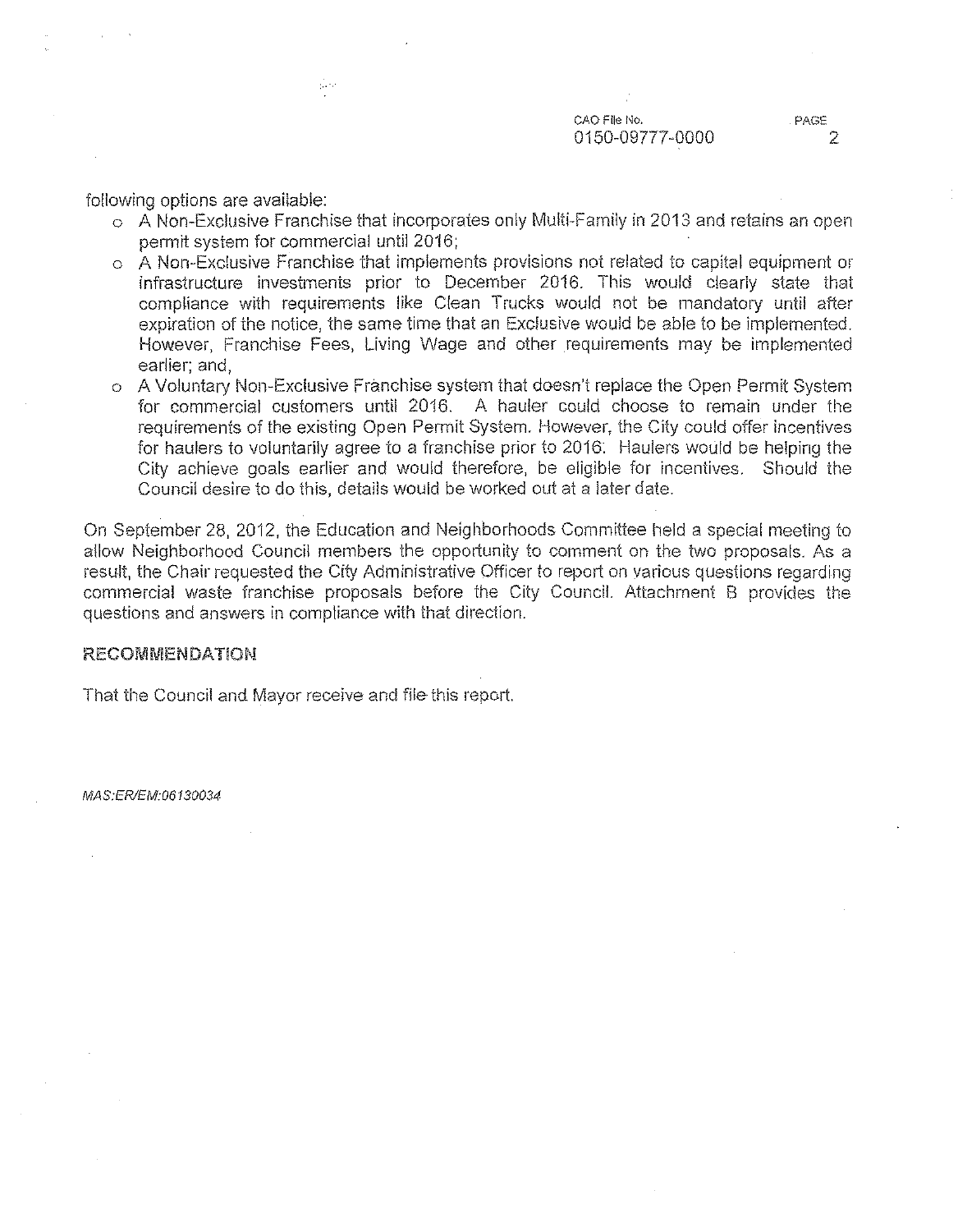following options are available:

- A Non-Exclusive Franchise that incorporates only Multi-Family in 2013 and retains an open permit system for commercial until 2016;
- A Non-Exclusive Franchise that implements provisions not related to capital equipment or infrastructure investments prior to December 2016. This would clearly state that compliance with requirements like Clean Trucks would not be mandatory until after expiration of the notice, the same time that an Exclusive would be able to be implemented. However, Franchise Fees, Living Wage and other requirements may be implemented earlier; and,
- A Voluntary Non-Exclusive Franchise system that doesn't replace the Open Permit System for commercial customers until 2016. A hauler could choose to remain under the requirements of the existing Open Permit System. However, the City could offer incentives for haulers to voluntarily agree to a franchise prior to 2016. Haulers would be helping the City achieve goals earlier and would therefore, be eligible for incentives. Should the Council desire to do this, details would be worked out at a later date.

On September 28, 2012, the Education and Neighborhoods Committee held a special meeting to allow Neighborhood Council members the opportunity to comment on the two proposals. As a result, the Chair requested the City Administrative Officer to report on various questions regarding commercial waste franchise proposals before the City Council. Attachment B provides the questions and answers in compliance with that direction.

## RECOMMENDATION

That the Council and Mayor receive and file this report.

*MAS:ER/EM:06130034*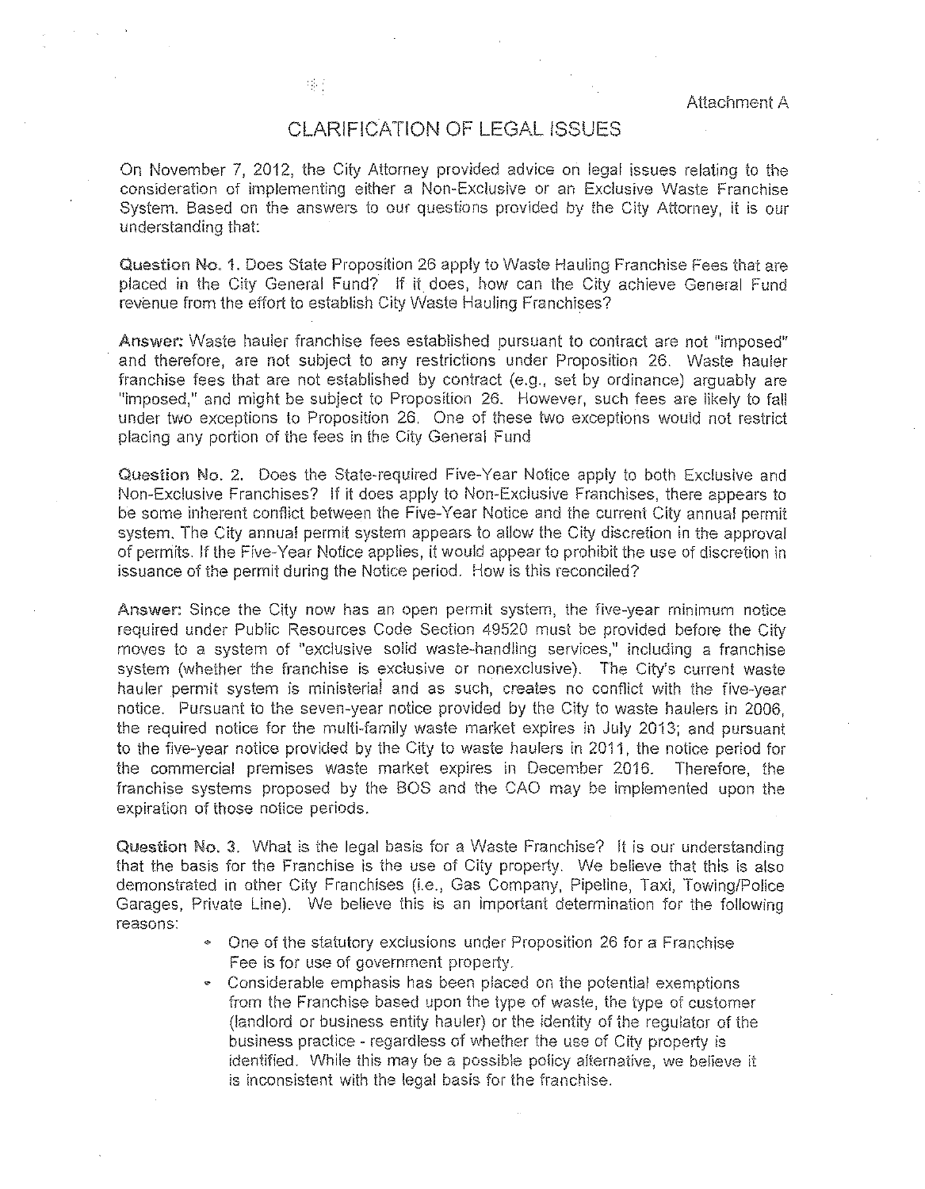Attachment A

# CLARIFICATION OF LEGAL ISSUES

On November 7, 2012, the City Attorney provided advice on legal issues relating to the consideration of implementing either a Non-Exclusive or an Exclusive Waste Franchise System. Based on the answers to our questions provided by the City Attorney, it is our understanding that:

**Question No. 1.** Does State Proposition 26 apply to Waste Hauling Franchise Fees that are placed in the City General Fund? If it does, how can the City achieve General Fund revenue from the effort to establish City Waste Hauling Franchises?

**Answer:** Waste hauler franchise fees established pursuant to contract are not "imposed" and therefore, are not subject to any restrictions under Proposition 26. Waste hauler franchise fees that are not established by contract (e.g., set by ordinance) arguably are "imposed," and might be subject to Proposition 26. However, such fees are likely to fall under two exceptions to Proposition 26. One of these two exceptions would not restrict placing any portion of the fees in the City General Fund

**Question No. 2.** Does the State-required Five-Year Notice apply to both Exclusive and Non-Exclusive Franchises? If it does apply to Non-Exclusive Franchises, there appears to be some inherent conflict between the Five-Year Notice and the current City annual permit system. The City annual permit system appears to allow the City discretion in the approval of permits. If the Five-Year Notice applies, it would appear to prohibit the use of discretion in issuance of the permit during the Notice period. How is this reconciled?

**Answer:** Since the City now has an open permit system, the five-year minimum notice required under Public Resources Code Section 49520 must be provided before the City moves to a system of "exclusive solid waste-handling services," including a franchise system (whether the franchise is exclusive or nonexclusive). The City's current waste hauler permit system is ministerial and as such, creates no conflict with the five-year notice. Pursuant to the seven-year notice provided by the City to waste haulers in 2006, the required notice for the multi-family waste market expires in July 2013; and pursuant to the five-year notice provided by the City to waste haulers in 2011, the notice period for the commercial premises waste market expires in December 2016. Therefore, the franchise systems proposed by the BOS and the CAO may be implemented upon the expiration of those notice periods.

**Question No. 3.** What is the legal basis for a Waste Franchise? It is our understanding that the basis for the Franchise is the use of City property. We believe that this is also demonstrated in other City Franchises (i.e., Gas Company, Pipeline, Taxi, Towing/Police Garages, Private Line). We believe this is an important determination for the following reasons:

- One of the statutory exclusions under Proposition 26 for a Franchise Fee is for use of government property.
- Considerable emphasis has been placed on the potential exemptions from the Franchise based upon the type of waste, the type of customer (landlord or business entity hauler) or the identity of the regulator of the business practice - regardless of whether the use of City property is identified. While this may be a possible policy alternative, we believe it is inconsistent with the legal basis for the franchise.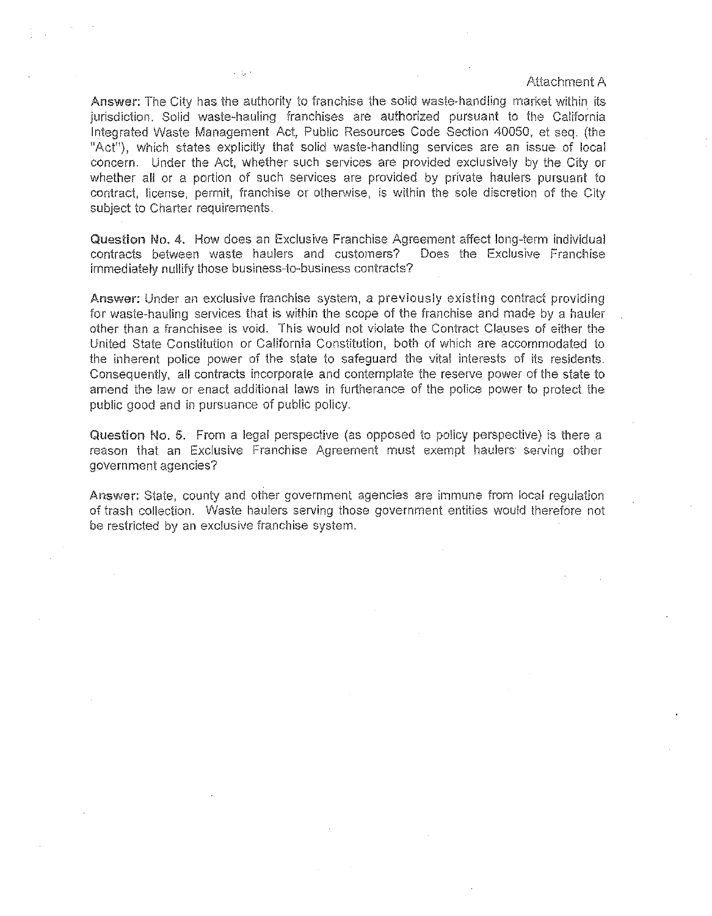Attachment A

**Answer:** The City has the authority to franchise the solid waste-handling market within its jurisdiction. Solid waste-hauling franchises are authorized pursuant to the California Integrated Waste Management Act, Public Resources Code Section 40050, et seq. (the "Act"), which states explicitly that solid waste-handling services are an issue of local concern. Under the Act, whether such services are provided exclusively by the City or whether all or a portion of such services are provided by private haulers pursuant to contract, license, permit, franchise or otherwise, is within the sole discretion of the City subject to Charter requirements.

**Question No. 4.** How does an Exclusive Franchise Agreement affect long-term individual contracts between waste haulers and customers? Does the Exclusive Franchise immediately nullify those business-to-business contracts?

**Answer:** Under an exclusive franchise system, a previously existing contract providing for waste-hauling services that is within the scope of the franchise and made by a hauler other than a franchisee is void. This would not violate the Contract Clauses of either the United State Constitution or California Constitution, both of which are accommodated to the inherent police power of the state to safeguard the vital interests of its residents. Consequently, all contracts incorporate and contemplate the reserve power of the state to amend the law or enact additional laws in furtherance of the police power to protect the public good and in pursuance of public policy.

**Question No. 5.** From a legal perspective (as opposed to policy perspective) is there a reason that an Exclusive Franchise Agreement must exempt haulers serving other government agencies?

**Answer:** State, county and other government agencies are immune from local regulation of trash collection. Waste haulers serving those government entities would therefore not be restricted by an exclusive franchise system.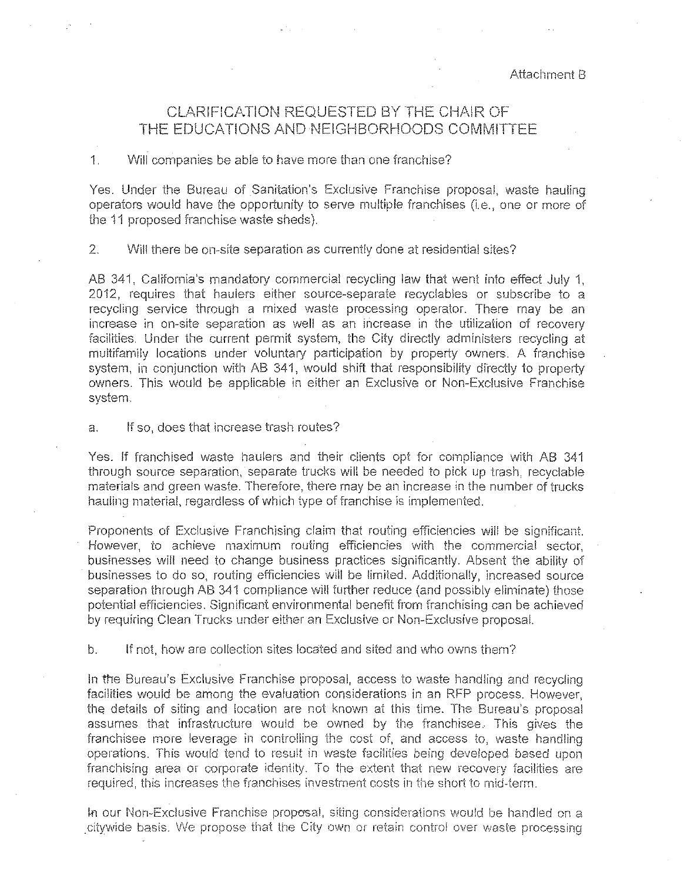Attachment B

# CLARIFICATION REQUESTED BY THE CHAIR OF THE EDUCATIONS AND NEIGHBORHOODS COMMITTEE

1. Will companies be able to have more than one franchise?

Yes. Under the Bureau of Sanitation's Exclusive Franchise proposal, waste hauling operators would have the opportunity to serve multiple franchises (i.e., one or more of the 11 proposed franchise waste sheds).

2. Will there be on-site separation as currently done at residential sites?

AB 341, California's mandatory commercial recycling law that went into effect July 1, 2012, requires that haulers either source-separate recyclables or subscribe to a recycling service through a mixed waste processing operator. There may be an increase in on-site separation as well as an increase in the utilization of recovery facilities. Under the current permit system, the City directly administers recycling at multifamily locations under voluntary participation by property owners. A franchise system, in conjunction with AB 341, would shift that responsibility directly to property owners. This would be applicable in either an Exclusive or Non-Exclusive Franchise system.

a. If so, does that increase trash routes?

Yes. If franchised waste haulers and their clients opt for compliance with AB 341 through source separation, separate trucks will be needed to pick up trash, recyclable materials and green waste. Therefore, there may be an increase in the number of trucks hauling material, regardless of which type of franchise is implemented.

Proponents of Exclusive Franchising claim that routing efficiencies will be significant. However, to achieve maximum routing efficiencies with the commercial sector, businesses will need to change business practices significantly. Absent the ability of businesses to do so, routing efficiencies will be limited. Additionally, increased source separation through AB 341 compliance will further reduce (and possibly eliminate) those potential efficiencies. Significant environmental benefit from franchising can be achieved by requiring Clean Trucks under either an Exclusive or Non-Exclusive proposal.

b. If not, how are collection sites located and sited and who owns them?

In the Bureau's Exclusive Franchise proposal, access to waste handling and recycling facilities would be among the evaluation considerations in an RFP process. However, the details of siting and location are not known at this time. The Bureau's proposal assumes that infrastructure would be owned by the franchisee. This gives the franchisee more leverage in controlling the cost of, and access to, waste handling operations. This would tend to result in waste facilities being developed based upon franchising area or corporate identity. To the extent that new recovery facilities are required, this increases the franchises investment costs in the short to mid-term.

In our Non-Exclusive Franchise proposal, siting considerations would be handled on a citywide basis. We propose that the City own or retain control over waste processing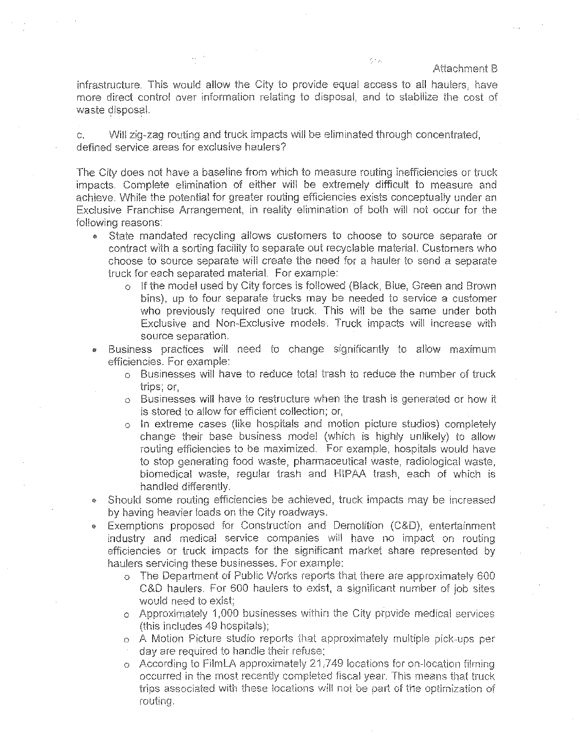infrastructure. This would allow the City to provide equal access to all haulers, have more direct control over information relating to disposal, and to stabilize the cost of waste disposal.

c. Will zig-zag routing and truck impacts will be eliminated through concentrated, defined service areas for exclusive haulers?

The City does not have a baseline from which to measure routing inefficiencies or truck impacts. Complete elimination of either will be extremely difficult to measure and achieve. While the potential for greater routing efficiencies exists conceptually under an Exclusive Franchise Arrangement, in reality elimination of both will not occur for the following reasons:

- State mandated recycling allows customers to choose to source separate or contract with a sorting facility to separate out recyclable material. Customers who choose to source separate will create the need for a hauler to send a separate truck for each separated material. For example:
  - If the model used by City forces is followed (Black, Blue, Green and Brown bins), up to four separate trucks may be needed to service a customer who previously required one truck. This will be the same under both Exclusive and Non-Exclusive models. Truck impacts will increase with source separation.
- Business practices will need to change significantly to allow maximum efficiencies. For example:
  - Businesses will have to reduce total trash to reduce the number of truck trips; or,
  - Businesses will have to restructure when the trash is generated or how it is stored to allow for efficient collection; or,
  - In extreme cases (like hospitals and motion picture studios) completely change their base business model (which is highly unlikely) to allow routing efficiencies to be maximized. For example, hospitals would have to stop generating food waste, pharmaceutical waste, radiological waste, biomedical waste, regular trash and HIPAA trash, each of which is handled differently.
- Should some routing efficiencies be achieved, truck impacts may be increased by having heavier loads on the City roadways.
- Exemptions proposed for Construction and Demolition (C&D), entertainment industry and medical service companies will have no impact on routing efficiencies or truck impacts for the significant market share represented by haulers servicing these businesses. For example:
  - The Department of Public Works reports that there are approximately 600 C&D haulers. For 600 haulers to exist, a significant number of job sites would need to exist;
  - Approximately 1,000 businesses within the City provide medical services (this includes 49 hospitals);
  - A Motion Picture studio reports that approximately multiple pick-ups per day are required to handle their refuse;
  - According to FilmLA approximately 21,749 locations for on-location filming occurred in the most recently completed fiscal year. This means that truck trips associated with these locations will not be part of the optimization of routing.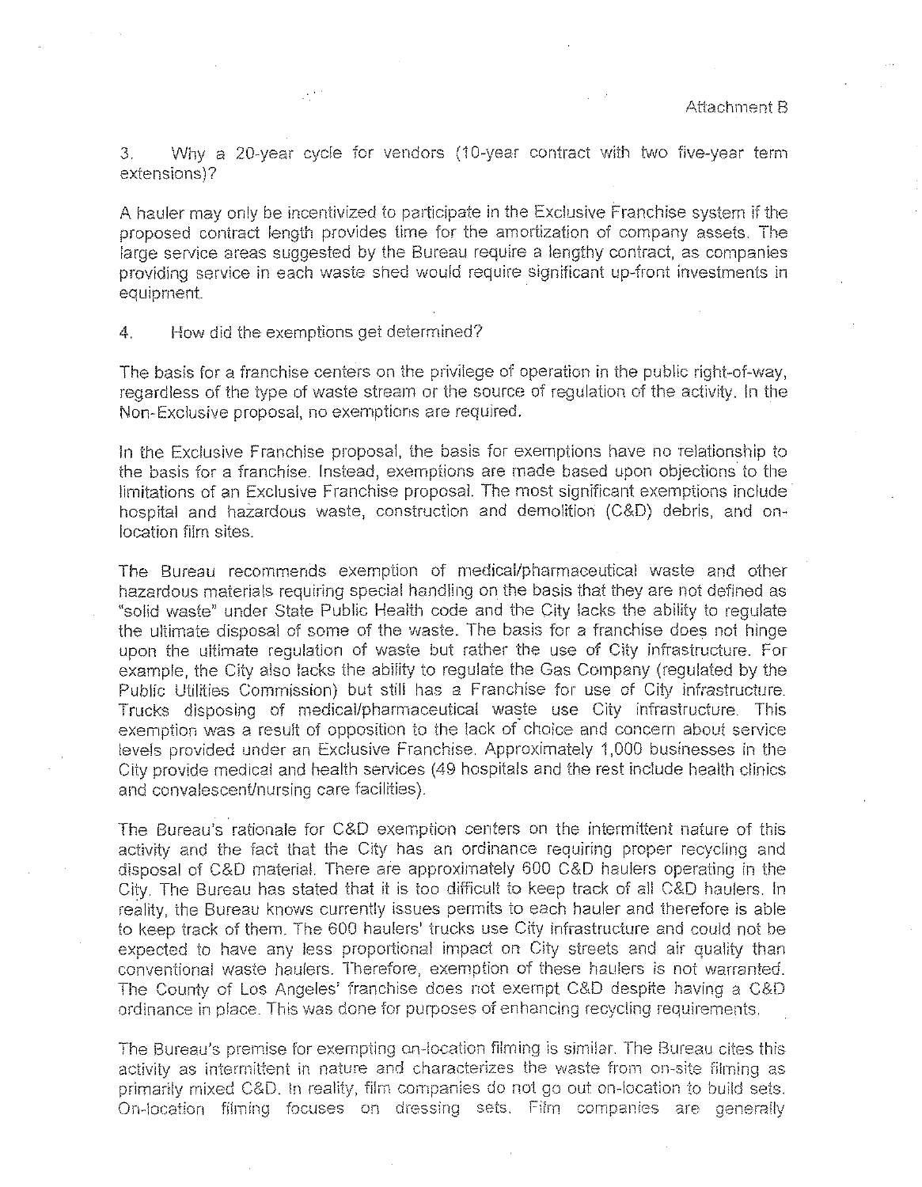Attachment B

3. Why a 20-year cycle for vendors (10-year contract with two five-year term extensions)?

A hauler may only be incentivized to participate in the Exclusive Franchise system if the proposed contract length provides time for the amortization of company assets. The large service areas suggested by the Bureau require a lengthy contract, as companies providing service in each waste shed would require significant up-front investments in equipment.

4. How did the exemptions get determined?

The basis for a franchise centers on the privilege of operation in the public right-of-way, regardless of the type of waste stream or the source of regulation of the activity. In the Non-Exclusive proposal, no exemptions are required.

In the Exclusive Franchise proposal, the basis for exemptions have no relationship to the basis for a franchise. Instead, exemptions are made based upon objections to the limitations of an Exclusive Franchise proposal. The most significant exemptions include hospital and hazardous waste, construction and demolition (C&D) debris, and on-location film sites.

The Bureau recommends exemption of medical/pharmaceutical waste and other hazardous materials requiring special handling on the basis that they are not defined as "solid waste" under State Public Health code and the City lacks the ability to regulate the ultimate disposal of some of the waste. The basis for a franchise does not hinge upon the ultimate regulation of waste but rather the use of City infrastructure. For example, the City also lacks the ability to regulate the Gas Company (regulated by the Public Utilities Commission) but still has a Franchise for use of City infrastructure. Trucks disposing of medical/pharmaceutical waste use City infrastructure. This exemption was a result of opposition to the lack of choice and concern about service levels provided under an Exclusive Franchise. Approximately 1,000 businesses in the City provide medical and health services (49 hospitals and the rest include health clinics and convalescent/nursing care facilities).

The Bureau's rationale for C&D exemption centers on the intermittent nature of this activity and the fact that the City has an ordinance requiring proper recycling and disposal of C&D material. There are approximately 600 C&D haulers operating in the City. The Bureau has stated that it is too difficult to keep track of all C&D haulers. In reality, the Bureau knows currently issues permits to each hauler and therefore is able to keep track of them. The 600 haulers' trucks use City infrastructure and could not be expected to have any less proportional impact on City streets and air quality than conventional waste haulers. Therefore, exemption of these haulers is not warranted. The County of Los Angeles' franchise does not exempt C&D despite having a C&D ordinance in place. This was done for purposes of enhancing recycling requirements.

The Bureau's premise for exempting on-location filming is similar. The Bureau cites this activity as intermittent in nature and characterizes the waste from on-site filming as primarily mixed C&D. In reality, film companies do not go out on-location to build sets. On-location filming focuses on dressing sets. Film companies are generally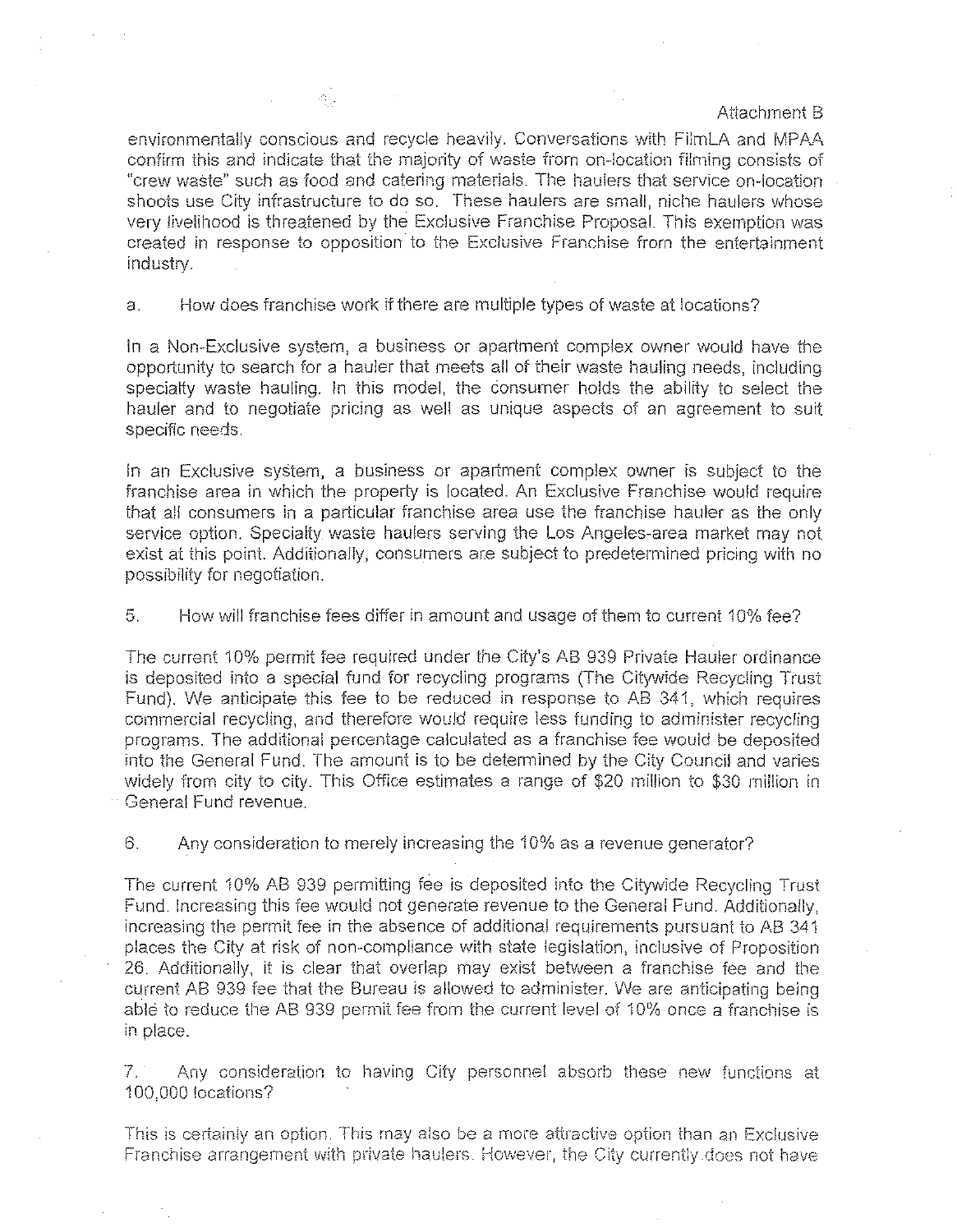Attachment B

environmentally conscious and recycle heavily. Conversations with FilmLA and MPAA confirm this and indicate that the majority of waste from on-location filming consists of "crew waste" such as food and catering materials. The haulers that service on-location shoots use City infrastructure to do so. These haulers are small, niche haulers whose very livelihood is threatened by the Exclusive Franchise Proposal. This exemption was created in response to opposition to the Exclusive Franchise from the entertainment industry.

a. How does franchise work if there are multiple types of waste at locations?

In a Non-Exclusive system, a business or apartment complex owner would have the opportunity to search for a hauler that meets all of their waste hauling needs, including specialty waste hauling. In this model, the consumer holds the ability to select the hauler and to negotiate pricing as well as unique aspects of an agreement to suit specific needs.

In an Exclusive system, a business or apartment complex owner is subject to the franchise area in which the property is located. An Exclusive Franchise would require that all consumers in a particular franchise area use the franchise hauler as the only service option. Specialty waste haulers serving the Los Angeles-area market may not exist at this point. Additionally, consumers are subject to predetermined pricing with no possibility for negotiation.

5. How will franchise fees differ in amount and usage of them to current 10% fee?

The current 10% permit fee required under the City's AB 939 Private Hauler ordinance is deposited into a special fund for recycling programs (The Citywide Recycling Trust Fund). We anticipate this fee to be reduced in response to AB 341, which requires commercial recycling, and therefore would require less funding to administer recycling programs. The additional percentage calculated as a franchise fee would be deposited into the General Fund. The amount is to be determined by the City Council and varies widely from city to city. This Office estimates a range of $20 million to $30 million in General Fund revenue.

6. Any consideration to merely increasing the 10% as a revenue generator?

The current 10% AB 939 permitting fee is deposited into the Citywide Recycling Trust Fund. Increasing this fee would not generate revenue to the General Fund. Additionally, increasing the permit fee in the absence of additional requirements pursuant to AB 341 places the City at risk of non-compliance with state legislation, inclusive of Proposition 26. Additionally, it is clear that overlap may exist between a franchise fee and the current AB 939 fee that the Bureau is allowed to administer. We are anticipating being able to reduce the AB 939 permit fee from the current level of 10% once a franchise is in place.

7. Any consideration to having City personnel absorb these new functions at 100,000 locations?

This is certainly an option. This may also be a more attractive option than an Exclusive Franchise arrangement with private haulers. However, the City currently does not have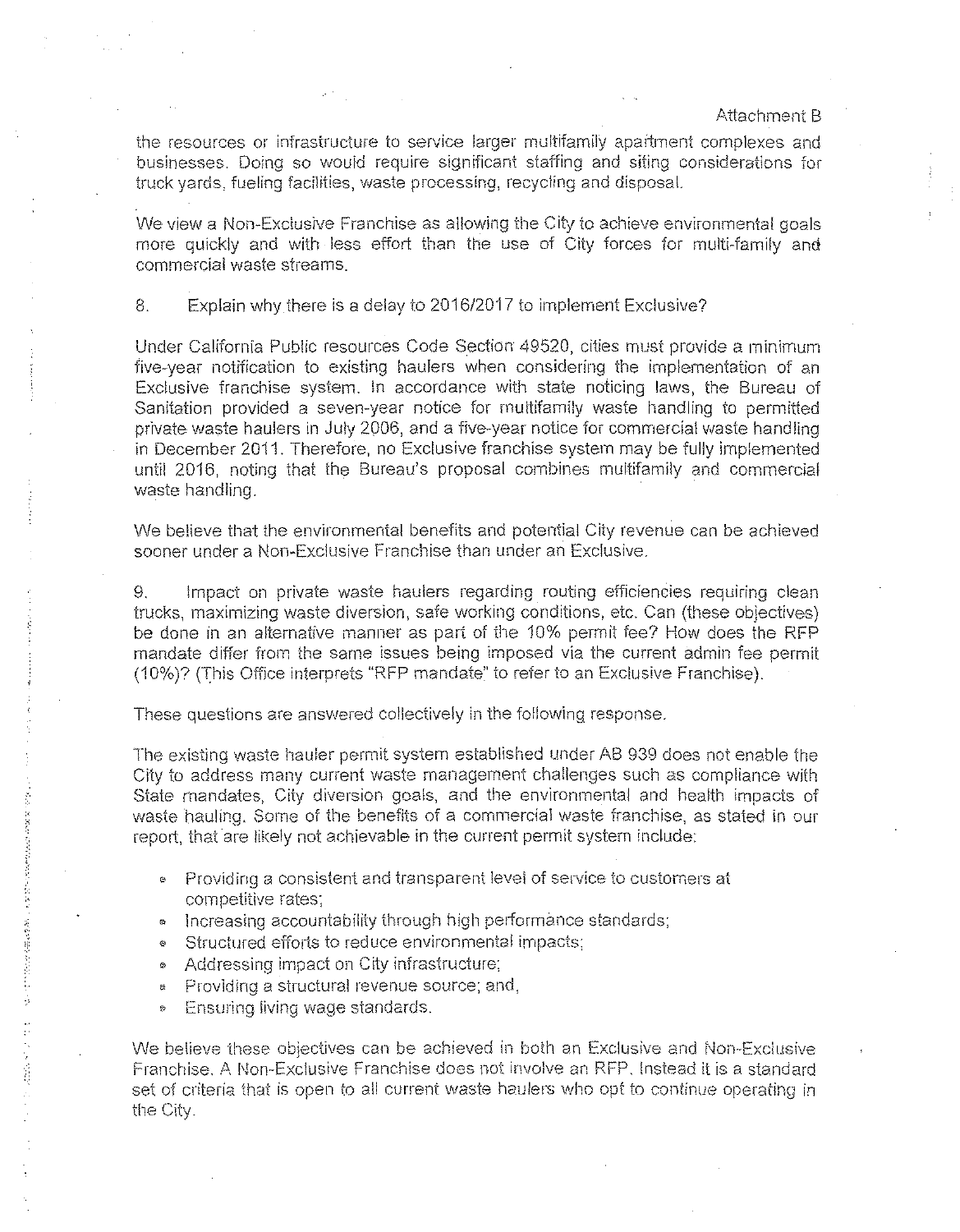Attachment B

the resources or infrastructure to service larger multifamily apartment complexes and businesses. Doing so would require significant staffing and siting considerations for truck yards, fueling facilities, waste processing, recycling and disposal.

We view a Non-Exclusive Franchise as allowing the City to achieve environmental goals more quickly and with less effort than the use of City forces for multi-family and commercial waste streams.

8. Explain why there is a delay to 2016/2017 to implement Exclusive?

Under California Public resources Code Section 49520, cities must provide a minimum five-year notification to existing haulers when considering the implementation of an Exclusive franchise system. In accordance with state noticing laws, the Bureau of Sanitation provided a seven-year notice for multifamily waste handling to permitted private waste haulers in July 2006, and a five-year notice for commercial waste handling in December 2011. Therefore, no Exclusive franchise system may be fully implemented until 2016, noting that the Bureau's proposal combines multifamily and commercial waste handling.

We believe that the environmental benefits and potential City revenue can be achieved sooner under a Non-Exclusive Franchise than under an Exclusive.

9. Impact on private waste haulers regarding routing efficiencies requiring clean trucks, maximizing waste diversion, safe working conditions, etc. Can (these objectives) be done in an alternative manner as part of the 10% permit fee? How does the RFP mandate differ from the same issues being imposed via the current admin fee permit (10%)? (This Office interprets "RFP mandate" to refer to an Exclusive Franchise).

These questions are answered collectively in the following response.

The existing waste hauler permit system established under AB 939 does not enable the City to address many current waste management challenges such as compliance with State mandates, City diversion goals, and the environmental and health impacts of waste hauling. Some of the benefits of a commercial waste franchise, as stated in our report, that are likely not achievable in the current permit system include:

- Providing a consistent and transparent level of service to customers at competitive rates;
- Increasing accountability through high performance standards;
- Structured efforts to reduce environmental impacts;
- Addressing impact on City infrastructure;
- Providing a structural revenue source; and,
- Ensuring living wage standards.

We believe these objectives can be achieved in both an Exclusive and Non-Exclusive Franchise. A Non-Exclusive Franchise does not involve an RFP. Instead it is a standard set of criteria that is open to all current waste haulers who opt to continue operating in the City.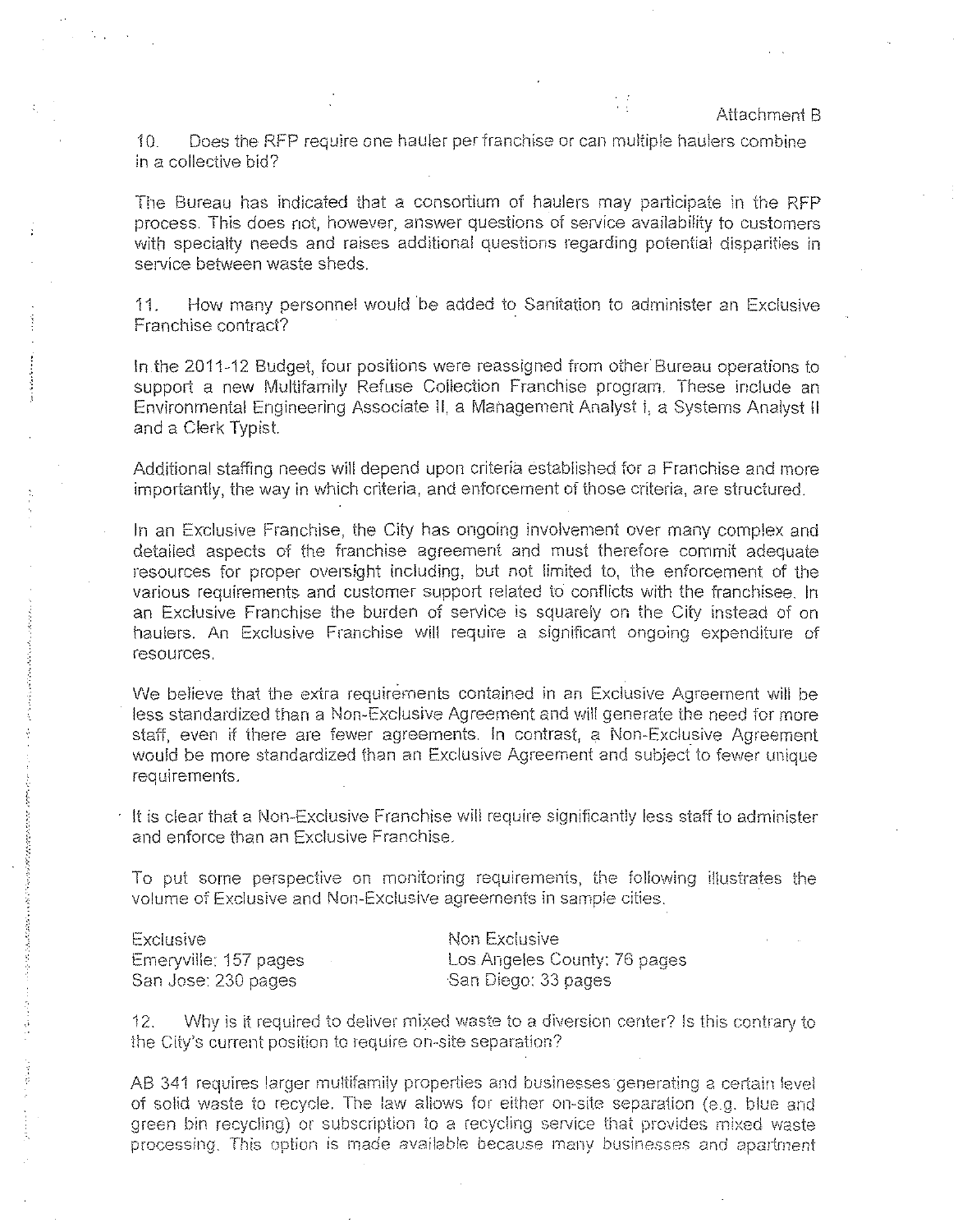Attachment B

10. Does the RFP require one hauler per franchise or can multiple haulers combine in a collective bid?

The Bureau has indicated that a consortium of haulers may participate in the RFP process. This does not, however, answer questions of service availability to customers with specialty needs and raises additional questions regarding potential disparities in service between waste sheds.

11. How many personnel would be added to Sanitation to administer an Exclusive Franchise contract?

In the 2011-12 Budget, four positions were reassigned from other Bureau operations to support a new Multifamily Refuse Collection Franchise program. These include an Environmental Engineering Associate II, a Management Analyst I, a Systems Analyst II and a Clerk Typist.

Additional staffing needs will depend upon criteria established for a Franchise and more importantly, the way in which criteria, and enforcement of those criteria, are structured.

In an Exclusive Franchise, the City has ongoing involvement over many complex and detailed aspects of the franchise agreement and must therefore commit adequate resources for proper oversight including, but not limited to, the enforcement of the various requirements and customer support related to conflicts with the franchisee. In an Exclusive Franchise the burden of service is squarely on the City instead of on haulers. An Exclusive Franchise will require a significant ongoing expenditure of resources.

We believe that the extra requirements contained in an Exclusive Agreement will be less standardized than a Non-Exclusive Agreement and will generate the need for more staff, even if there are fewer agreements. In contrast, a Non-Exclusive Agreement would be more standardized than an Exclusive Agreement and subject to fewer unique requirements.

It is clear that a Non-Exclusive Franchise will require significantly less staff to administer and enforce than an Exclusive Franchise.

To put some perspective on monitoring requirements, the following illustrates the volume of Exclusive and Non-Exclusive agreements in sample cities.

| Exclusive | Non Exclusive |
|---|---|
| Emeryville: 157 pages | Los Angeles County: 76 pages |
| San Jose: 230 pages | San Diego: 33 pages |

12. Why is it required to deliver mixed waste to a diversion center? Is this contrary to the City's current position to require on-site separation?

AB 341 requires larger multifamily properties and businesses generating a certain level of solid waste to recycle. The law allows for either on-site separation (e.g. blue and green bin recycling) or subscription to a recycling service that provides mixed waste processing. This option is made available because many businesses and apartment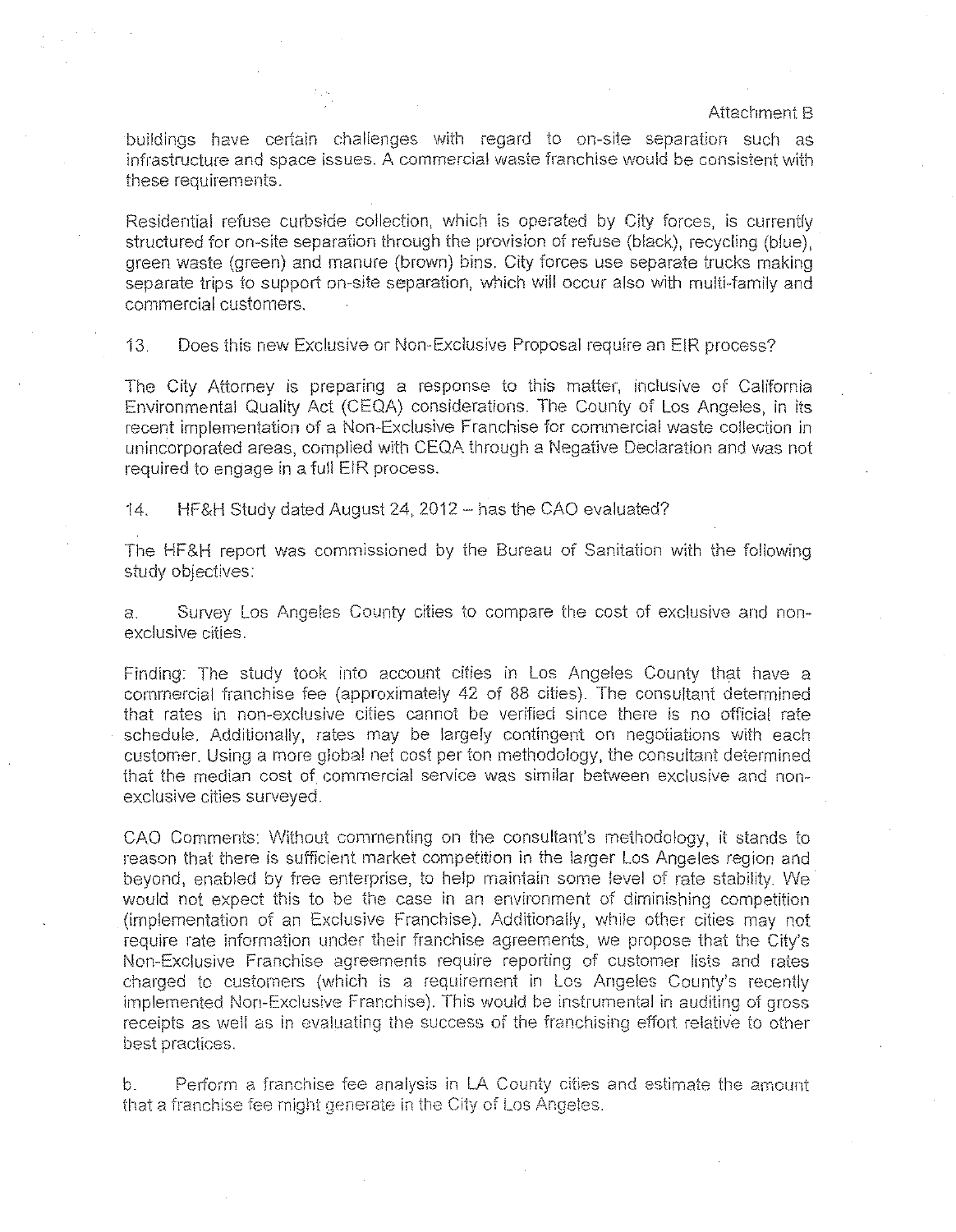buildings have certain challenges with regard to on-site separation such as infrastructure and space issues. A commercial waste franchise would be consistent with these requirements.

Residential refuse curbside collection, which is operated by City forces, is currently structured for on-site separation through the provision of refuse (black), recycling (blue), green waste (green) and manure (brown) bins. City forces use separate trucks making separate trips to support on-site separation, which will occur also with multi-family and commercial customers.

13. Does this new Exclusive or Non-Exclusive Proposal require an EIR process?

The City Attorney is preparing a response to this matter, inclusive of California Environmental Quality Act (CEQA) considerations. The County of Los Angeles, in its recent implementation of a Non-Exclusive Franchise for commercial waste collection in unincorporated areas, complied with CEQA through a Negative Declaration and was not required to engage in a full EIR process.

14. HF&H Study dated August 24, 2012 – has the CAO evaluated?

The HF&H report was commissioned by the Bureau of Sanitation with the following study objectives:

a. Survey Los Angeles County cities to compare the cost of exclusive and non-exclusive cities.

Finding: The study took into account cities in Los Angeles County that have a commercial franchise fee (approximately 42 of 88 cities). The consultant determined that rates in non-exclusive cities cannot be verified since there is no official rate schedule. Additionally, rates may be largely contingent on negotiations with each customer. Using a more global net cost per ton methodology, the consultant determined that the median cost of commercial service was similar between exclusive and non-exclusive cities surveyed.

CAO Comments: Without commenting on the consultant's methodology, it stands to reason that there is sufficient market competition in the larger Los Angeles region and beyond, enabled by free enterprise, to help maintain some level of rate stability. We would not expect this to be the case in an environment of diminishing competition (implementation of an Exclusive Franchise). Additionally, while other cities may not require rate information under their franchise agreements, we propose that the City's Non-Exclusive Franchise agreements require reporting of customer lists and rates charged to customers (which is a requirement in Los Angeles County's recently implemented Non-Exclusive Franchise). This would be instrumental in auditing of gross receipts as well as in evaluating the success of the franchising effort relative to other best practices.

b. Perform a franchise fee analysis in LA County cities and estimate the amount that a franchise fee might generate in the City of Los Angeles.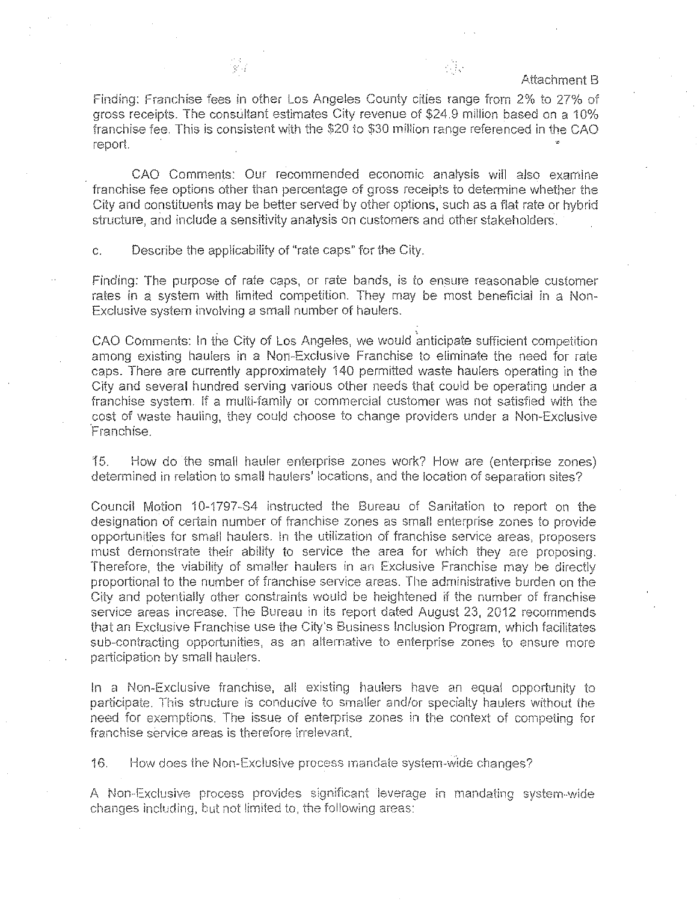Attachment B

Finding: Franchise fees in other Los Angeles County cities range from 2% to 27% of gross receipts. The consultant estimates City revenue of $24.9 million based on a 10% franchise fee. This is consistent with the $20 to $30 million range referenced in the CAO report.

CAO Comments: Our recommended economic analysis will also examine franchise fee options other than percentage of gross receipts to determine whether the City and constituents may be better served by other options, such as a flat rate or hybrid structure, and include a sensitivity analysis on customers and other stakeholders.

c. Describe the applicability of "rate caps" for the City.

Finding: The purpose of rate caps, or rate bands, is to ensure reasonable customer rates in a system with limited competition. They may be most beneficial in a Non-Exclusive system involving a small number of haulers.

CAO Comments: In the City of Los Angeles, we would anticipate sufficient competition among existing haulers in a Non-Exclusive Franchise to eliminate the need for rate caps. There are currently approximately 140 permitted waste haulers operating in the City and several hundred serving various other needs that could be operating under a franchise system. If a multi-family or commercial customer was not satisfied with the cost of waste hauling, they could choose to change providers under a Non-Exclusive Franchise.

15. How do the small hauler enterprise zones work? How are (enterprise zones) determined in relation to small haulers' locations, and the location of separation sites?

Council Motion 10-1797-S4 instructed the Bureau of Sanitation to report on the designation of certain number of franchise zones as small enterprise zones to provide opportunities for small haulers. In the utilization of franchise service areas, proposers must demonstrate their ability to service the area for which they are proposing. Therefore, the viability of smaller haulers in an Exclusive Franchise may be directly proportional to the number of franchise service areas. The administrative burden on the City and potentially other constraints would be heightened if the number of franchise service areas increase. The Bureau in its report dated August 23, 2012 recommends that an Exclusive Franchise use the City's Business Inclusion Program, which facilitates sub-contracting opportunities, as an alternative to enterprise zones to ensure more participation by small haulers.

In a Non-Exclusive franchise, all existing haulers have an equal opportunity to participate. This structure is conducive to smaller and/or specialty haulers without the need for exemptions. The issue of enterprise zones in the context of competing for franchise service areas is therefore irrelevant.

16. How does the Non-Exclusive process mandate system-wide changes?

A Non-Exclusive process provides significant leverage in mandating system-wide changes including, but not limited to, the following areas: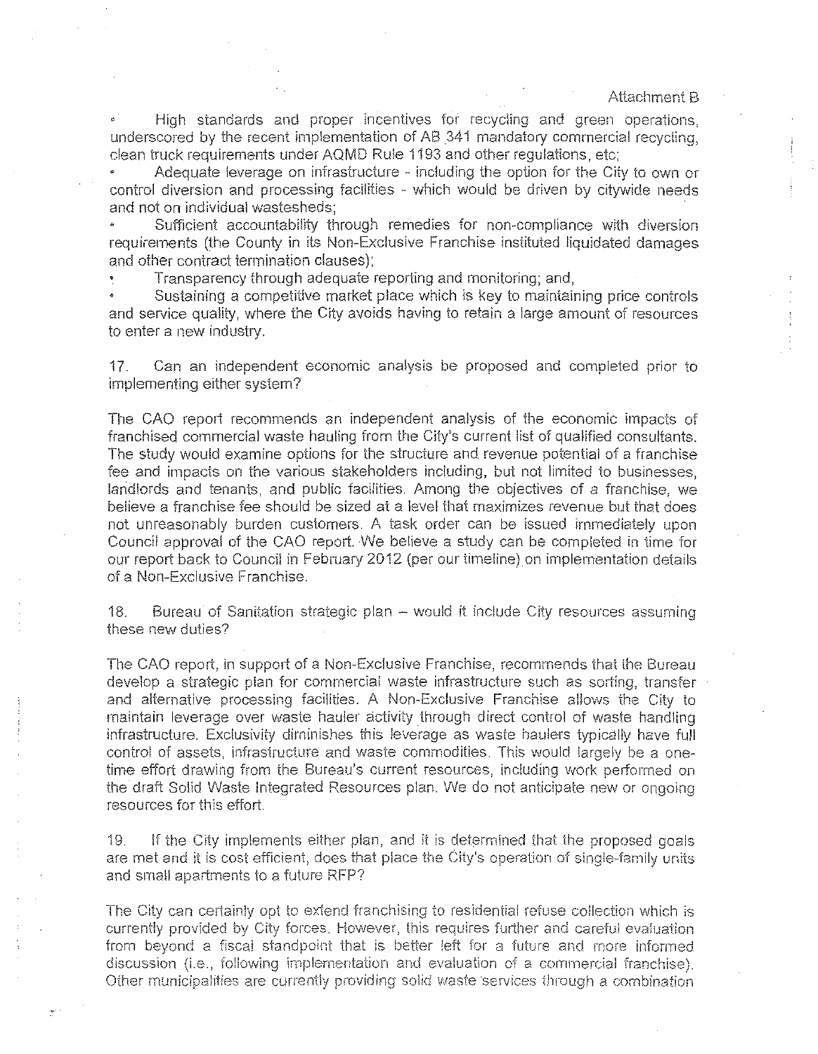Attachment B

- High standards and proper incentives for recycling and green operations, underscored by the recent implementation of AB 341 mandatory commercial recycling, clean truck requirements under AQMD Rule 1193 and other regulations, etc;
- Adequate leverage on infrastructure - including the option for the City to own or control diversion and processing facilities - which would be driven by citywide needs and not on individual wastesheds;
- Sufficient accountability through remedies for non-compliance with diversion requirements (the County in its Non-Exclusive Franchise instituted liquidated damages and other contract termination clauses);
- Transparency through adequate reporting and monitoring; and,
- Sustaining a competitive market place which is key to maintaining price controls and service quality, where the City avoids having to retain a large amount of resources to enter a new industry.

17. Can an independent economic analysis be proposed and completed prior to implementing either system?

The CAO report recommends an independent analysis of the economic impacts of franchised commercial waste hauling from the City's current list of qualified consultants. The study would examine options for the structure and revenue potential of a franchise fee and impacts on the various stakeholders including, but not limited to businesses, landlords and tenants, and public facilities. Among the objectives of a franchise, we believe a franchise fee should be sized at a level that maximizes revenue but that does not unreasonably burden customers. A task order can be issued immediately upon Council approval of the CAO report. We believe a study can be completed in time for our report back to Council in February 2012 (per our timeline) on implementation details of a Non-Exclusive Franchise.

18. Bureau of Sanitation strategic plan – would it include City resources assuming these new duties?

The CAO report, in support of a Non-Exclusive Franchise, recommends that the Bureau develop a strategic plan for commercial waste infrastructure such as sorting, transfer and alternative processing facilities. A Non-Exclusive Franchise allows the City to maintain leverage over waste hauler activity through direct control of waste handling infrastructure. Exclusivity diminishes this leverage as waste haulers typically have full control of assets, infrastructure and waste commodities. This would largely be a one-time effort drawing from the Bureau's current resources, including work performed on the draft Solid Waste Integrated Resources plan. We do not anticipate new or ongoing resources for this effort.

19. If the City implements either plan, and it is determined that the proposed goals are met and it is cost efficient, does that place the City's operation of single-family units and small apartments to a future RFP?

The City can certainly opt to extend franchising to residential refuse collection which is currently provided by City forces. However, this requires further and careful evaluation from beyond a fiscal standpoint that is better left for a future and more informed discussion (i.e., following implementation and evaluation of a commercial franchise). Other municipalities are currently providing solid waste services through a combination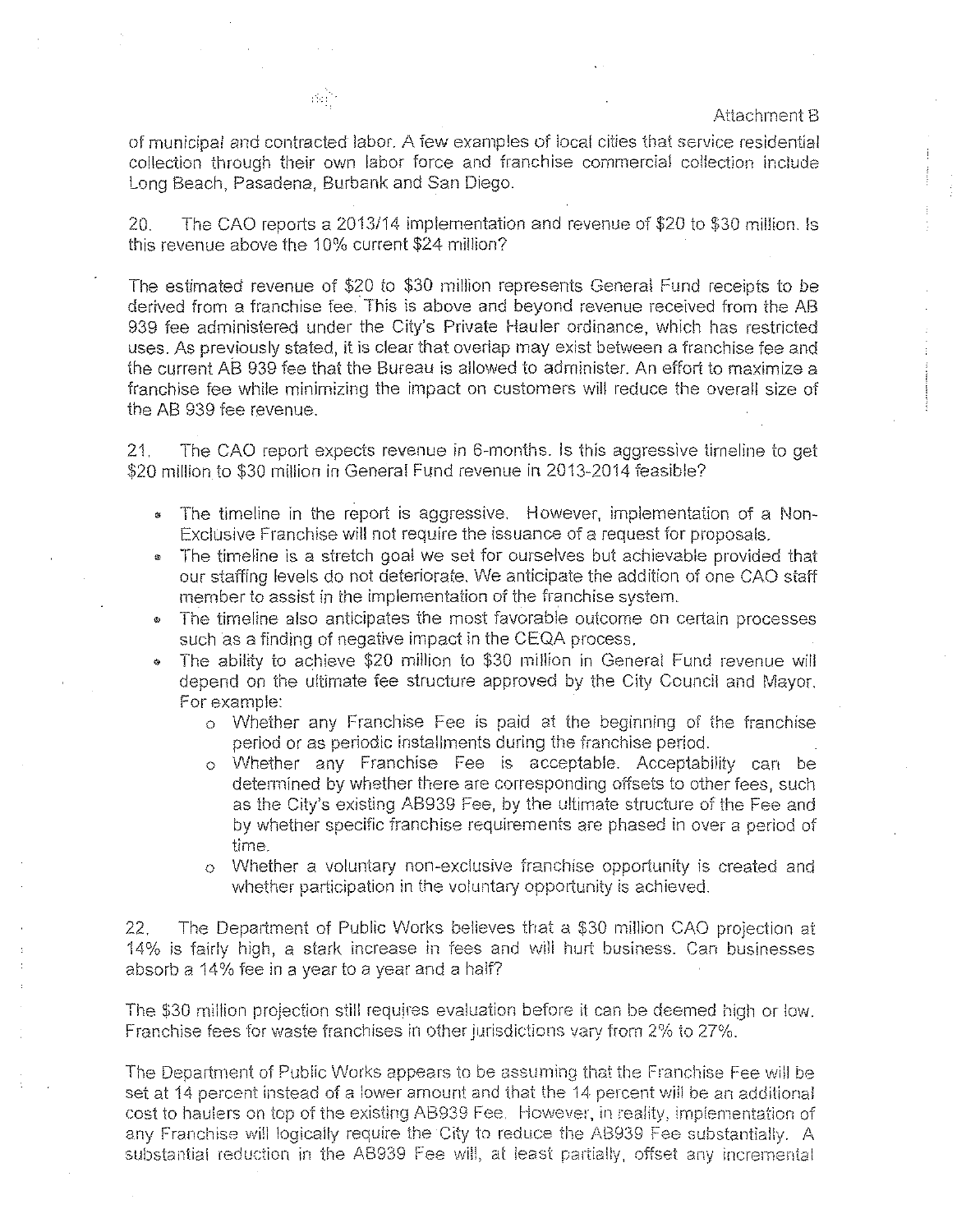of municipal and contracted labor. A few examples of local cities that service residential collection through their own labor force and franchise commercial collection include Long Beach, Pasadena, Burbank and San Diego.

20. The CAO reports a 2013/14 implementation and revenue of $20 to $30 million. Is this revenue above the 10% current $24 million?

The estimated revenue of $20 to $30 million represents General Fund receipts to be derived from a franchise fee. This is above and beyond revenue received from the AB 939 fee administered under the City's Private Hauler ordinance, which has restricted uses. As previously stated, it is clear that overlap may exist between a franchise fee and the current AB 939 fee that the Bureau is allowed to administer. An effort to maximize a franchise fee while minimizing the impact on customers will reduce the overall size of the AB 939 fee revenue.

21. The CAO report expects revenue in 6-months. Is this aggressive timeline to get $20 million to $30 million in General Fund revenue in 2013-2014 feasible?

- The timeline in the report is aggressive. However, implementation of a Non-Exclusive Franchise will not require the issuance of a request for proposals.
- The timeline is a stretch goal we set for ourselves but achievable provided that our staffing levels do not deteriorate. We anticipate the addition of one CAO staff member to assist in the implementation of the franchise system.
- The timeline also anticipates the most favorable outcome on certain processes such as a finding of negative impact in the CEQA process.
- The ability to achieve $20 million to $30 million in General Fund revenue will depend on the ultimate fee structure approved by the City Council and Mayor. For example:
  - Whether any Franchise Fee is paid at the beginning of the franchise period or as periodic installments during the franchise period.
  - Whether any Franchise Fee is acceptable. Acceptability can be determined by whether there are corresponding offsets to other fees, such as the City's existing AB939 Fee, by the ultimate structure of the Fee and by whether specific franchise requirements are phased in over a period of time.
  - Whether a voluntary non-exclusive franchise opportunity is created and whether participation in the voluntary opportunity is achieved.

22. The Department of Public Works believes that a $30 million CAO projection at 14% is fairly high, a stark increase in fees and will hurt business. Can businesses absorb a 14% fee in a year to a year and a half?

The $30 million projection still requires evaluation before it can be deemed high or low. Franchise fees for waste franchises in other jurisdictions vary from 2% to 27%.

The Department of Public Works appears to be assuming that the Franchise Fee will be set at 14 percent instead of a lower amount and that the 14 percent will be an additional cost to haulers on top of the existing AB939 Fee. However, in reality, implementation of any Franchise will logically require the City to reduce the AB939 Fee substantially. A substantial reduction in the AB939 Fee will, at least partially, offset any incremental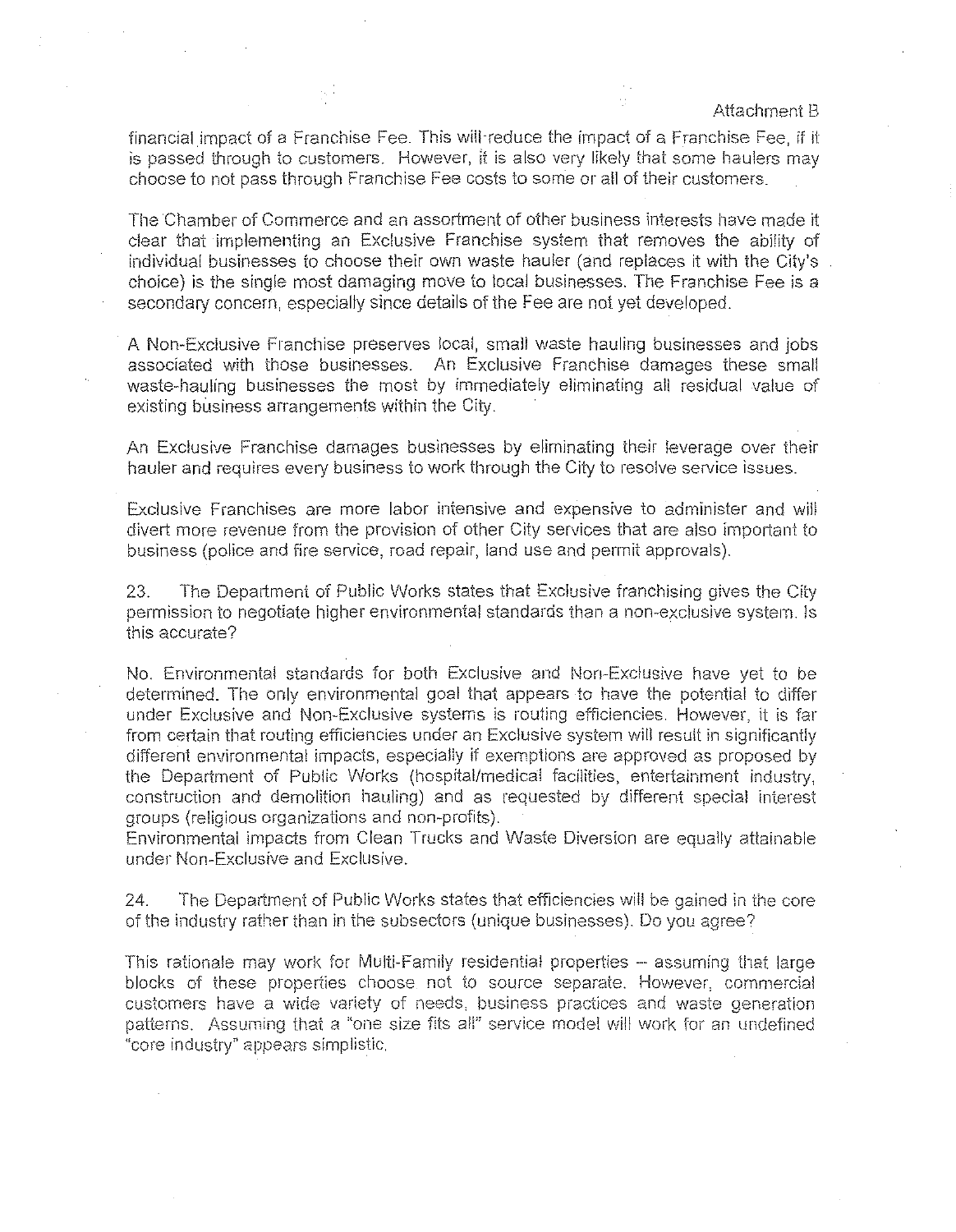financial impact of a Franchise Fee. This will reduce the impact of a Franchise Fee, if it is passed through to customers. However, it is also very likely that some haulers may choose to not pass through Franchise Fee costs to some or all of their customers.

The Chamber of Commerce and an assortment of other business interests have made it clear that implementing an Exclusive Franchise system that removes the ability of individual businesses to choose their own waste hauler (and replaces it with the City's choice) is the single most damaging move to local businesses. The Franchise Fee is a secondary concern, especially since details of the Fee are not yet developed.

A Non-Exclusive Franchise preserves local, small waste hauling businesses and jobs associated with those businesses. An Exclusive Franchise damages these small waste-hauling businesses the most by immediately eliminating all residual value of existing business arrangements within the City.

An Exclusive Franchise damages businesses by eliminating their leverage over their hauler and requires every business to work through the City to resolve service issues.

Exclusive Franchises are more labor intensive and expensive to administer and will divert more revenue from the provision of other City services that are also important to business (police and fire service, road repair, land use and permit approvals).

23. The Department of Public Works states that Exclusive franchising gives the City permission to negotiate higher environmental standards than a non-exclusive system. Is this accurate?

No. Environmental standards for both Exclusive and Non-Exclusive have yet to be determined. The only environmental goal that appears to have the potential to differ under Exclusive and Non-Exclusive systems is routing efficiencies. However, it is far from certain that routing efficiencies under an Exclusive system will result in significantly different environmental impacts, especially if exemptions are approved as proposed by the Department of Public Works (hospital/medical facilities, entertainment industry, construction and demolition hauling) and as requested by different special interest groups (religious organizations and non-profits).
Environmental impacts from Clean Trucks and Waste Diversion are equally attainable under Non-Exclusive and Exclusive.

24. The Department of Public Works states that efficiencies will be gained in the core of the industry rather than in the subsectors (unique businesses). Do you agree?

This rationale may work for Multi-Family residential properties – assuming that large blocks of these properties choose not to source separate. However, commercial customers have a wide variety of needs, business practices and waste generation patterns. Assuming that a "one size fits all" service model will work for an undefined "core industry" appears simplistic.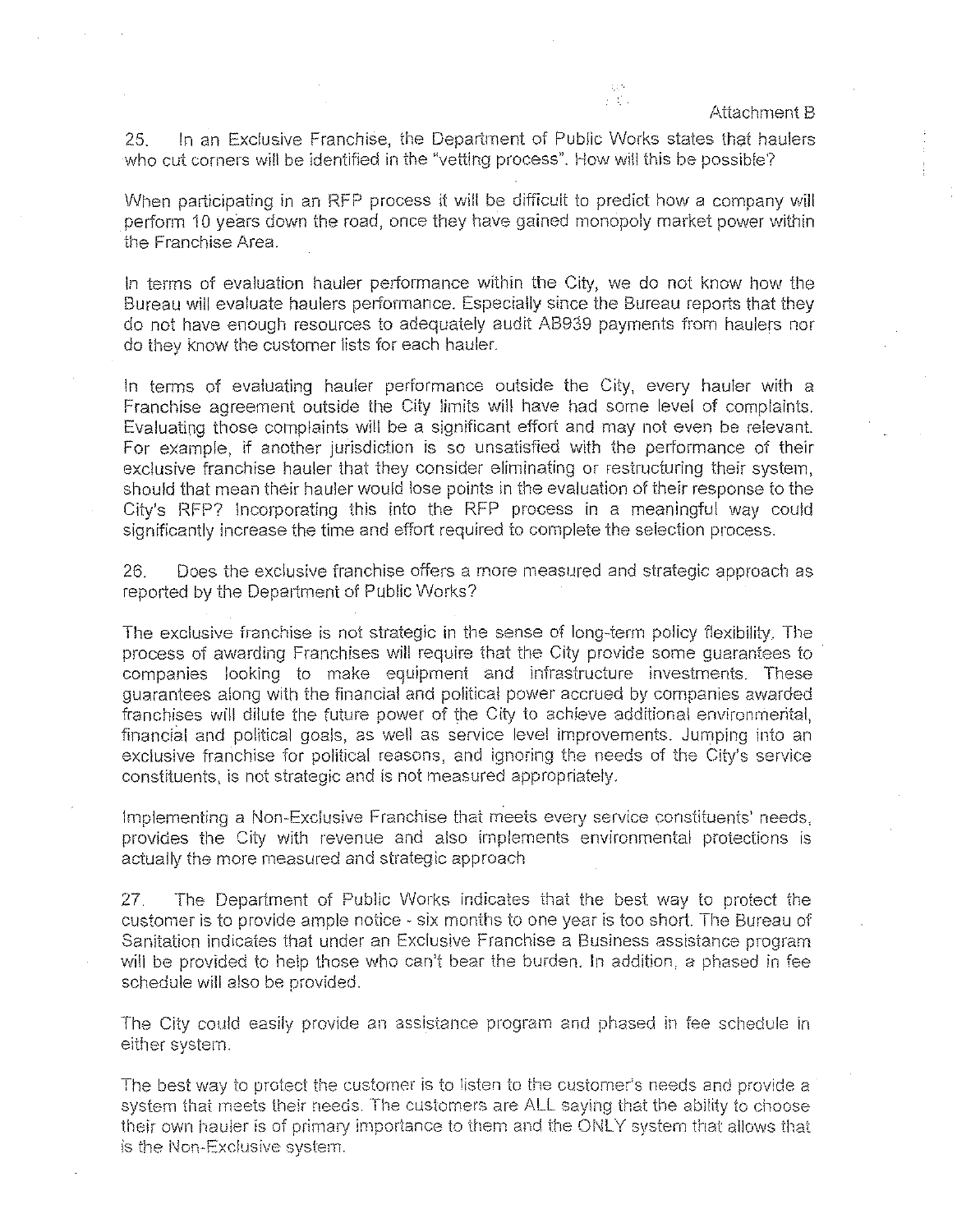Attachment B

25. In an Exclusive Franchise, the Department of Public Works states that haulers who cut corners will be identified in the "vetting process". How will this be possible?

When participating in an RFP process it will be difficult to predict how a company will perform 10 years down the road, once they have gained monopoly market power within the Franchise Area.

In terms of evaluation hauler performance within the City, we do not know how the Bureau will evaluate haulers performance. Especially since the Bureau reports that they do not have enough resources to adequately audit AB939 payments from haulers nor do they know the customer lists for each hauler.

In terms of evaluating hauler performance outside the City, every hauler with a Franchise agreement outside the City limits will have had some level of complaints. Evaluating those complaints will be a significant effort and may not even be relevant. For example, if another jurisdiction is so unsatisfied with the performance of their exclusive franchise hauler that they consider eliminating or restructuring their system, should that mean their hauler would lose points in the evaluation of their response to the City's RFP? Incorporating this into the RFP process in a meaningful way could significantly increase the time and effort required to complete the selection process.

26. Does the exclusive franchise offers a more measured and strategic approach as reported by the Department of Public Works?

The exclusive franchise is not strategic in the sense of long-term policy flexibility. The process of awarding Franchises will require that the City provide some guarantees to companies looking to make equipment and infrastructure investments. These guarantees along with the financial and political power accrued by companies awarded franchises will dilute the future power of the City to achieve additional environmental, financial and political goals, as well as service level improvements. Jumping into an exclusive franchise for political reasons, and ignoring the needs of the City's service constituents, is not strategic and is not measured appropriately.

Implementing a Non-Exclusive Franchise that meets every service constituents' needs, provides the City with revenue and also implements environmental protections is actually the more measured and strategic approach

27. The Department of Public Works indicates that the best way to protect the customer is to provide ample notice - six months to one year is too short. The Bureau of Sanitation indicates that under an Exclusive Franchise a Business assistance program will be provided to help those who can't bear the burden. In addition, a phased in fee schedule will also be provided.

The City could easily provide an assistance program and phased in fee schedule in either system.

The best way to protect the customer is to listen to the customer's needs and provide a system that meets their needs. The customers are ALL saying that the ability to choose their own hauler is of primary importance to them and the ONLY system that allows that is the Non-Exclusive system.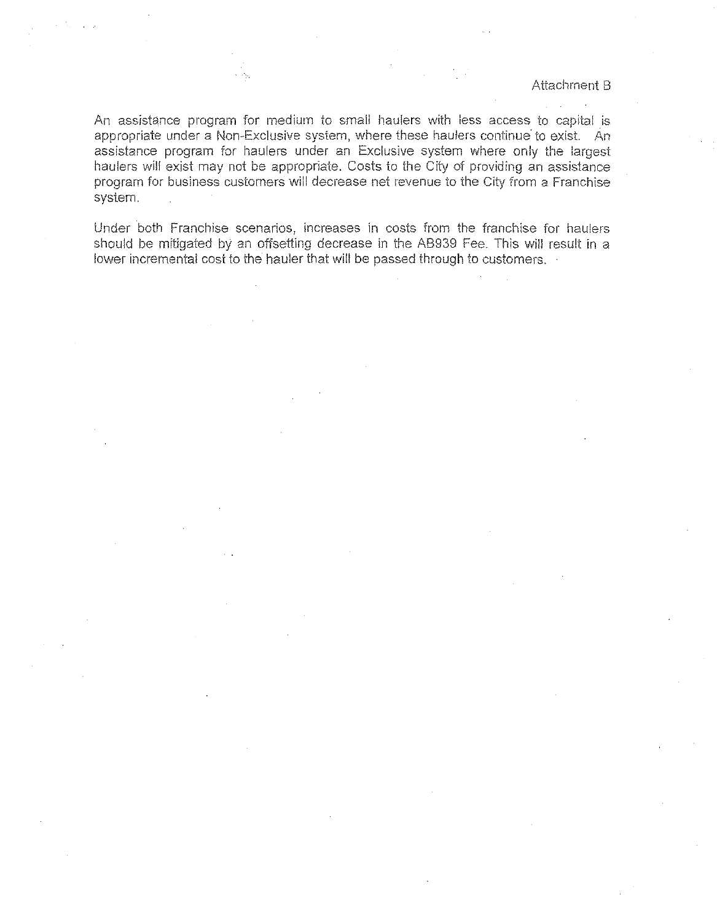Attachment B

An assistance program for medium to small haulers with less access to capital is appropriate under a Non-Exclusive system, where these haulers continue to exist. An assistance program for haulers under an Exclusive system where only the largest haulers will exist may not be appropriate. Costs to the City of providing an assistance program for business customers will decrease net revenue to the City from a Franchise system.

Under both Franchise scenarios, increases in costs from the franchise for haulers should be mitigated by an offsetting decrease in the AB939 Fee. This will result in a lower incremental cost to the hauler that will be passed through to customers.